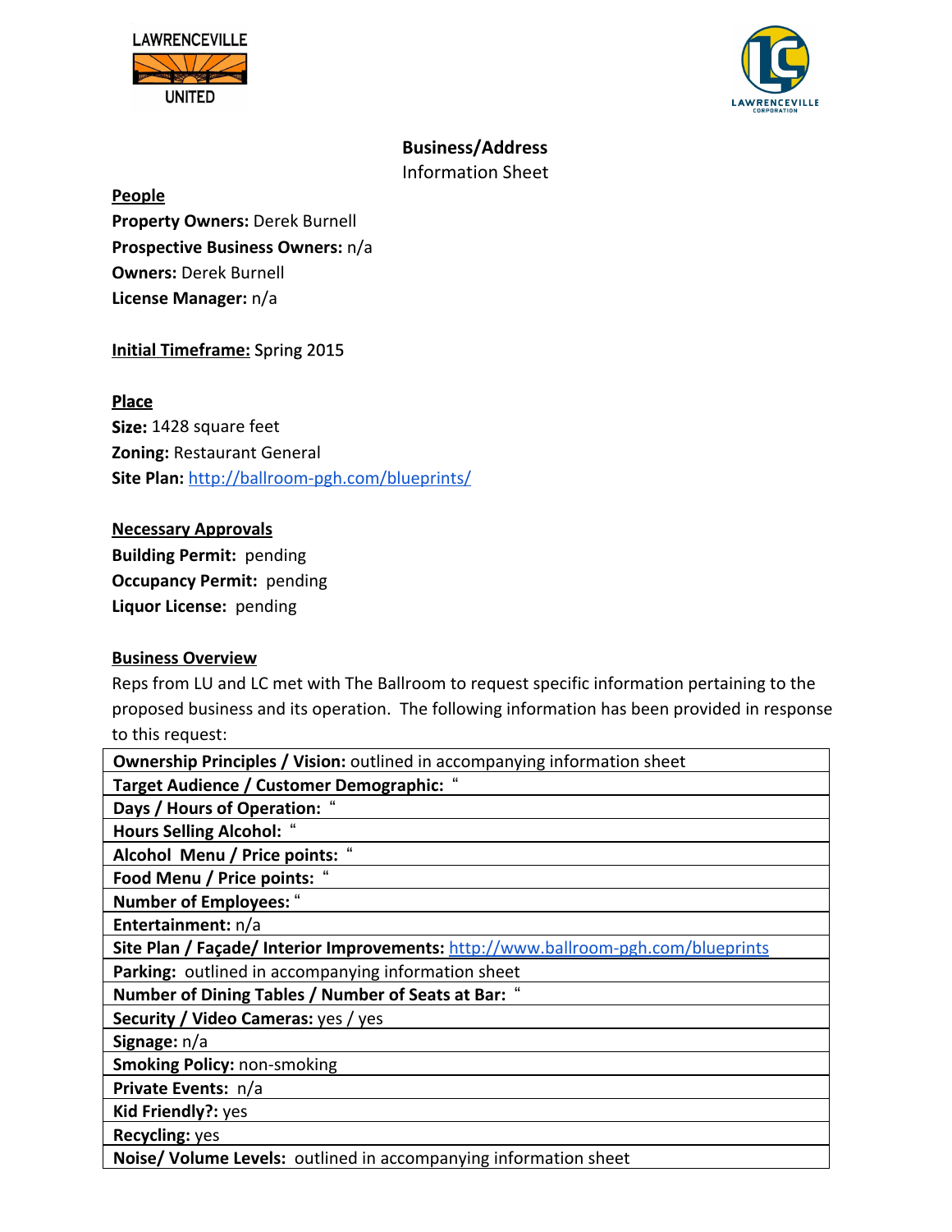LAWRENCEVILLE UNITED

LAWRENCEVILLE CORPORATION

# Business/Address

Information Sheet

**People**

**Property Owners:** Derek Burnell

**Prospective Business Owners:** n/a

**Owners:** Derek Burnell

**License Manager:** n/a

**Initial Timeframe:** Spring 2015

**Place**

**Size:** 1428 square feet

**Zoning:** Restaurant General

**Site Plan:** http://ballroom-pgh.com/blueprints/

**Necessary Approvals**

**Building Permit:** pending

**Occupancy Permit:** pending

**Liquor License:** pending

**Business Overview**

Reps from LU and LC met with The Ballroom to request specific information pertaining to the proposed business and its operation. The following information has been provided in response to this request:

| |
|---|
| **Ownership Principles / Vision:** outlined in accompanying information sheet |
| **Target Audience / Customer Demographic:** " |
| **Days / Hours of Operation:** " |
| **Hours Selling Alcohol:** " |
| **Alcohol Menu / Price points:** " |
| **Food Menu / Price points:** " |
| **Number of Employees:** " |
| **Entertainment:** n/a |
| **Site Plan / Façade/ Interior Improvements:** http://www.ballroom-pgh.com/blueprints |
| **Parking:** outlined in accompanying information sheet |
| **Number of Dining Tables / Number of Seats at Bar:** " |
| **Security / Video Cameras:** yes / yes |
| **Signage:** n/a |
| **Smoking Policy:** non-smoking |
| **Private Events:** n/a |
| **Kid Friendly?:** yes |
| **Recycling:** yes |
| **Noise/ Volume Levels:** outlined in accompanying information sheet |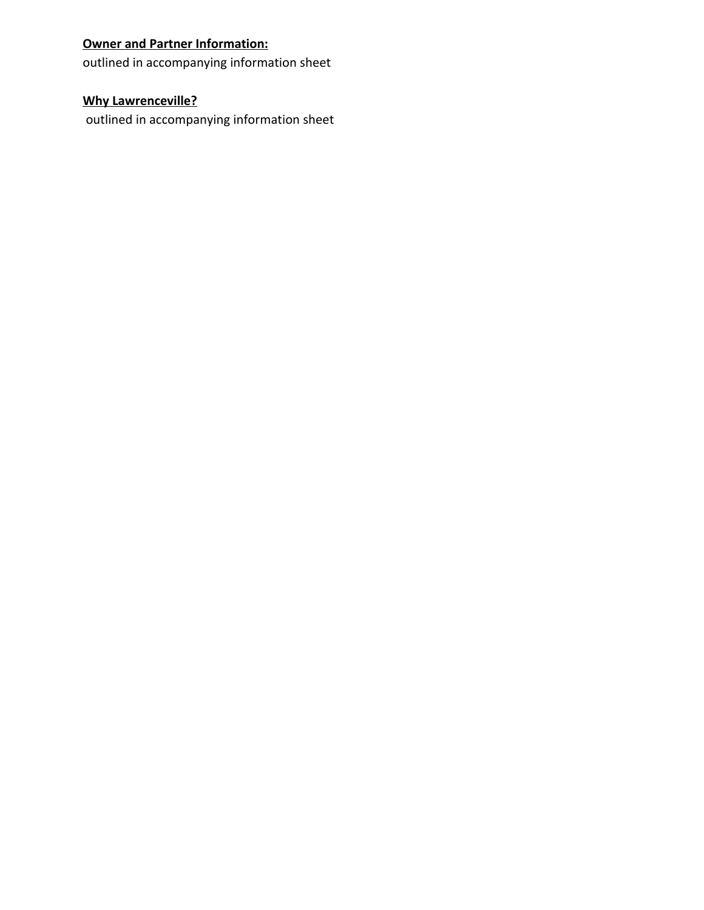**Owner and Partner Information:**

outlined in accompanying information sheet

**Why Lawrenceville?**

outlined in accompanying information sheet